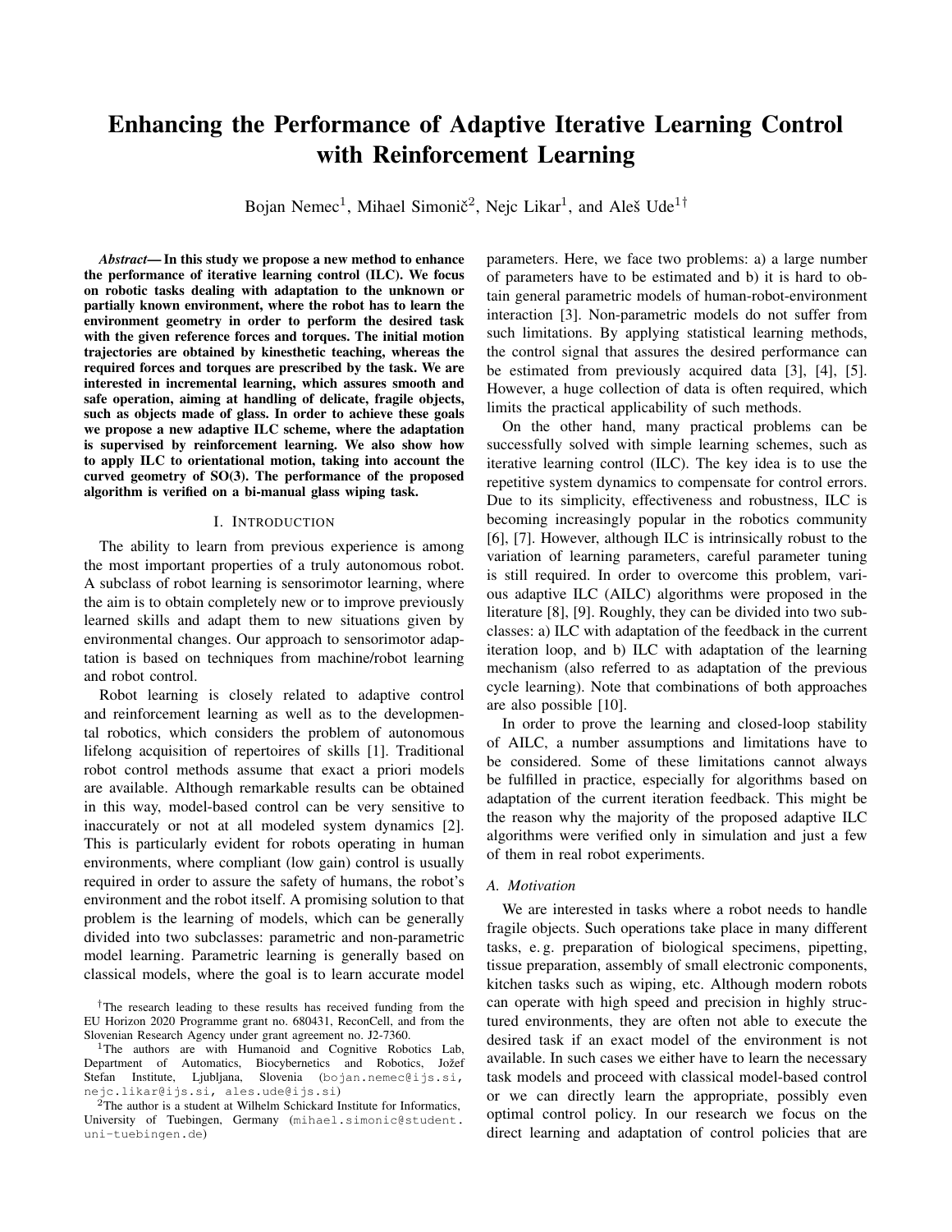# Enhancing the Performance of Adaptive Iterative Learning Control with Reinforcement Learning

Bojan Nemec[1], Mihael Simonič[2], Nejc Likar[1], and Aleš Ude[1†]

***Abstract*— In this study we propose a new method to enhance the performance of iterative learning control (ILC). We focus on robotic tasks dealing with adaptation to the unknown or partially known environment, where the robot has to learn the environment geometry in order to perform the desired task with the given reference forces and torques. The initial motion trajectories are obtained by kinesthetic teaching, whereas the required forces and torques are prescribed by the task. We are interested in incremental learning, which assures smooth and safe operation, aiming at handling of delicate, fragile objects, such as objects made of glass. In order to achieve these goals we propose a new adaptive ILC scheme, where the adaptation is supervised by reinforcement learning. We also show how to apply ILC to orientational motion, taking into account the curved geometry of SO(3). The performance of the proposed algorithm is verified on a bi-manual glass wiping task.**

## I. INTRODUCTION

The ability to learn from previous experience is among the most important properties of a truly autonomous robot. A subclass of robot learning is sensorimotor learning, where the aim is to obtain completely new or to improve previously learned skills and adapt them to new situations given by environmental changes. Our approach to sensorimotor adaptation is based on techniques from machine/robot learning and robot control.

Robot learning is closely related to adaptive control and reinforcement learning as well as to the developmental robotics, which considers the problem of autonomous lifelong acquisition of repertoires of skills [1]. Traditional robot control methods assume that exact a priori models are available. Although remarkable results can be obtained in this way, model-based control can be very sensitive to inaccurately or not at all modeled system dynamics [2]. This is particularly evident for robots operating in human environments, where compliant (low gain) control is usually required in order to assure the safety of humans, the robot's environment and the robot itself. A promising solution to that problem is the learning of models, which can be generally divided into two subclasses: parametric and non-parametric model learning. Parametric learning is generally based on classical models, where the goal is to learn accurate model parameters. Here, we face two problems: a) a large number of parameters have to be estimated and b) it is hard to obtain general parametric models of human-robot-environment interaction [3]. Non-parametric models do not suffer from such limitations. By applying statistical learning methods, the control signal that assures the desired performance can be estimated from previously acquired data [3], [4], [5]. However, a huge collection of data is often required, which limits the practical applicability of such methods.

On the other hand, many practical problems can be successfully solved with simple learning schemes, such as iterative learning control (ILC). The key idea is to use the repetitive system dynamics to compensate for control errors. Due to its simplicity, effectiveness and robustness, ILC is becoming increasingly popular in the robotics community [6], [7]. However, although ILC is intrinsically robust to the variation of learning parameters, careful parameter tuning is still required. In order to overcome this problem, various adaptive ILC (AILC) algorithms were proposed in the literature [8], [9]. Roughly, they can be divided into two subclasses: a) ILC with adaptation of the feedback in the current iteration loop, and b) ILC with adaptation of the learning mechanism (also referred to as adaptation of the previous cycle learning). Note that combinations of both approaches are also possible [10].

In order to prove the learning and closed-loop stability of AILC, a number assumptions and limitations have to be considered. Some of these limitations cannot always be fulfilled in practice, especially for algorithms based on adaptation of the current iteration feedback. This might be the reason why the majority of the proposed adaptive ILC algorithms were verified only in simulation and just a few of them in real robot experiments.

### A. Motivation

We are interested in tasks where a robot needs to handle fragile objects. Such operations take place in many different tasks, e. g. preparation of biological specimens, pipetting, tissue preparation, assembly of small electronic components, kitchen tasks such as wiping, etc. Although modern robots can operate with high speed and precision in highly structured environments, they are often not able to execute the desired task if an exact model of the environment is not available. In such cases we either have to learn the necessary task models and proceed with classical model-based control or we can directly learn the appropriate, possibly even optimal control policy. In our research we focus on the direct learning and adaptation of control policies that are

---

†The research leading to these results has received funding from the EU Horizon 2020 Programme grant no. 680431, ReconCell, and from the Slovenian Research Agency under grant agreement no. J2-7360.

[1]The authors are with Humanoid and Cognitive Robotics Lab, Department of Automatics, Biocybernetics and Robotics, Jožef Stefan Institute, Ljubljana, Slovenia (bojan.nemec@ijs.si, nejc.likar@ijs.si, ales.ude@ijs.si)

[2]The author is a student at Wilhelm Schickard Institute for Informatics, University of Tuebingen, Germany (mihael.simonic@student.uni-tuebingen.de)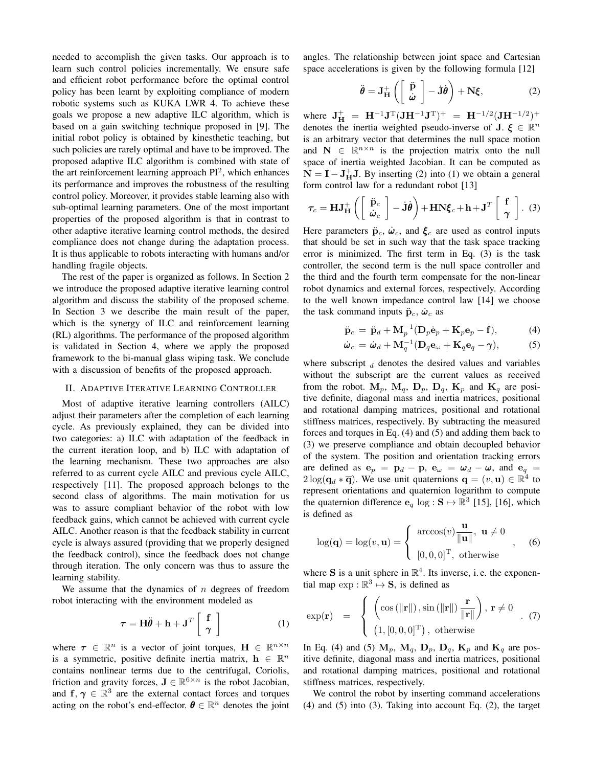needed to accomplish the given tasks. Our approach is to learn such control policies incrementally. We ensure safe and efficient robot performance before the optimal control policy has been learnt by exploiting compliance of modern robotic systems such as KUKA LWR 4. To achieve these goals we propose a new adaptive ILC algorithm, which is based on a gain switching technique proposed in [9]. The initial robot policy is obtained by kinesthetic teaching, but such policies are rarely optimal and have to be improved. The proposed adaptive ILC algorithm is combined with state of the art reinforcement learning approach PI$^2$, which enhances its performance and improves the robustness of the resulting control policy. Moreover, it provides stable learning also with sub-optimal learning parameters. One of the most important properties of the proposed algorithm is that in contrast to other adaptive iterative learning control methods, the desired compliance does not change during the adaptation process. It is thus applicable to robots interacting with humans and/or handling fragile objects.

The rest of the paper is organized as follows. In Section 2 we introduce the proposed adaptive iterative learning control algorithm and discuss the stability of the proposed scheme. In Section 3 we describe the main result of the paper, which is the synergy of ILC and reinforcement learning (RL) algorithms. The performance of the proposed algorithm is validated in Section 4, where we apply the proposed framework to the bi-manual glass wiping task. We conclude with a discussion of benefits of the proposed approach.

## II. Adaptive Iterative Learning Controller

Most of adaptive iterative learning controllers (AILC) adjust their parameters after the completion of each learning cycle. As previously explained, they can be divided into two categories: a) ILC with adaptation of the feedback in the current iteration loop, and b) ILC with adaptation of the learning mechanism. These two approaches are also referred to as current cycle AILC and previous cycle AILC, respectively [11]. The proposed approach belongs to the second class of algorithms. The main motivation for us was to assure compliant behavior of the robot with low feedback gains, which cannot be achieved with current cycle AILC. Another reason is that the feedback stability in current cycle is always assured (providing that we properly designed the feedback control), since the feedback does not change through iteration. The only concern was thus to assure the learning stability.

We assume that the dynamics of $n$ degrees of freedom robot interacting with the environment modeled as

$$\boldsymbol{\tau} = \mathbf{H}\ddot{\boldsymbol{\theta}} + \mathbf{h} + \mathbf{J}^T \begin{bmatrix} \mathbf{f} \\ \boldsymbol{\gamma} \end{bmatrix} \tag{1}$$

where $\boldsymbol{\tau} \in \mathbb{R}^n$ is a vector of joint torques, $\mathbf{H} \in \mathbb{R}^{n\times n}$ is a symmetric, positive definite inertia matrix, $\mathbf{h} \in \mathbb{R}^n$ contains nonlinear terms due to the centrifugal, Coriolis, friction and gravity forces, $\mathbf{J} \in \mathbb{R}^{6\times n}$ is the robot Jacobian, and $\mathbf{f}, \boldsymbol{\gamma} \in \mathbb{R}^3$ are the external contact forces and torques acting on the robot's end-effector. $\boldsymbol{\theta} \in \mathbb{R}^n$ denotes the joint angles. The relationship between joint space and Cartesian space accelerations is given by the following formula [12]

$$\ddot{\boldsymbol{\theta}} = \mathbf{J}_{\mathbf{H}}^{+} \left( \begin{bmatrix} \ddot{\mathbf{p}} \\ \dot{\boldsymbol{\omega}} \end{bmatrix} - \dot{\mathbf{J}}\dot{\boldsymbol{\theta}} \right) + \mathbf{N}\boldsymbol{\xi}, \tag{2}$$

where $\mathbf{J}_{\mathbf{H}}^{+} = \mathbf{H}^{-1}\mathbf{J}^{\mathrm{T}}(\mathbf{J}\mathbf{H}^{-1}\mathbf{J}^{\mathrm{T}})^{+} = \mathbf{H}^{-1/2}(\mathbf{J}\mathbf{H}^{-1/2})^{+}$ denotes the inertia weighted pseudo-inverse of $\mathbf{J}$. $\boldsymbol{\xi} \in \mathbb{R}^n$ is an arbitrary vector that determines the null space motion and $\mathbf{N} \in \mathbb{R}^{n\times n}$ is the projection matrix onto the null space of inertia weighted Jacobian. It can be computed as $\mathbf{N} = \mathbf{I} - \mathbf{J}_{\mathbf{H}}^{+}\mathbf{J}$. By inserting (2) into (1) we obtain a general form control law for a redundant robot [13]

$$\boldsymbol{\tau}_c = \mathbf{H}\mathbf{J}_{\mathbf{H}}^{+} \left( \begin{bmatrix} \ddot{\mathbf{p}}_c \\ \dot{\boldsymbol{\omega}}_c \end{bmatrix} - \dot{\mathbf{J}}\dot{\boldsymbol{\theta}} \right) + \mathbf{H}\mathbf{N}\boldsymbol{\xi}_c + \mathbf{h} + \mathbf{J}^T \begin{bmatrix} \mathbf{f} \\ \boldsymbol{\gamma} \end{bmatrix}. \tag{3}$$

Here parameters $\ddot{\mathbf{p}}_c$, $\dot{\boldsymbol{\omega}}_c$, and $\boldsymbol{\xi}_c$ are used as control inputs that should be set in such way that the task space tracking error is minimized. The first term in Eq. (3) is the task controller, the second term is the null space controller and the third and the fourth term compensate for the non-linear robot dynamics and external forces, respectively. According to the well known impedance control law [14] we choose the task command inputs $\ddot{\mathbf{p}}_c$, $\dot{\boldsymbol{\omega}}_c$ as

$$\ddot{\mathbf{p}}_c = \ddot{\mathbf{p}}_d + \mathbf{M}_p^{-1}(\mathbf{D}_p\dot{\mathbf{e}}_p + \mathbf{K}_p\mathbf{e}_p - \mathbf{f}), \tag{4}$$

$$\dot{\boldsymbol{\omega}}_c = \dot{\boldsymbol{\omega}}_d + \mathbf{M}_q^{-1}(\mathbf{D}_q\mathbf{e}_\omega + \mathbf{K}_q\mathbf{e}_q - \boldsymbol{\gamma}), \tag{5}$$

where subscript $_d$ denotes the desired values and variables without the subscript are the current values as received from the robot. $\mathbf{M}_p$, $\mathbf{M}_q$, $\mathbf{D}_p$, $\mathbf{D}_q$, $\mathbf{K}_p$ and $\mathbf{K}_q$ are positive definite, diagonal mass and inertia matrices, positional and rotational damping matrices, positional and rotational stiffness matrices, respectively. By subtracting the measured forces and torques in Eq. (4) and (5) and adding them back to (3) we preserve compliance and obtain decoupled behavior of the system. The position and orientation tracking errors are defined as $\mathbf{e}_p = \mathbf{p}_d - \mathbf{p}$, $\mathbf{e}_\omega = \boldsymbol{\omega}_d - \boldsymbol{\omega}$, and $\mathbf{e}_q = 2\log(\mathbf{q}_d * \overline{\mathbf{q}})$. We use unit quaternions $\mathbf{q} = (v, \mathbf{u}) \in \mathbb{R}^4$ to represent orientations and quaternion logarithm to compute the quaternion difference $\mathbf{e}_q$ $\log : \mathbf{S} \mapsto \mathbb{R}^3$ [15], [16], which is defined as

$$\log(\mathbf{q}) = \log(v, \mathbf{u}) = \begin{cases} \arccos(v)\dfrac{\mathbf{u}}{\|\mathbf{u}\|}, \ \mathbf{u} \neq 0 \\ [0,0,0]^{\mathrm{T}}, \ \text{otherwise} \end{cases}, \tag{6}$$

where $\mathbf{S}$ is a unit sphere in $\mathbb{R}^4$. Its inverse, i. e. the exponential map $\exp : \mathbb{R}^3 \mapsto \mathbf{S}$, is defined as

$$\exp(\mathbf{r}) = \begin{cases} \left(\cos(\|\mathbf{r}\|), \sin(\|\mathbf{r}\|)\dfrac{\mathbf{r}}{\|\mathbf{r}\|}\right), \ \mathbf{r} \neq 0 \\ \left(1, [0,0,0]^{\mathrm{T}}\right), \ \text{otherwise} \end{cases}. \tag{7}$$

In Eq. (4) and (5) $\mathbf{M}_p$, $\mathbf{M}_q$, $\mathbf{D}_p$, $\mathbf{D}_q$, $\mathbf{K}_p$ and $\mathbf{K}_q$ are positive definite, diagonal mass and inertia matrices, positional and rotational damping matrices, positional and rotational stiffness matrices, respectively.

We control the robot by inserting command accelerations (4) and (5) into (3). Taking into account Eq. (2), the target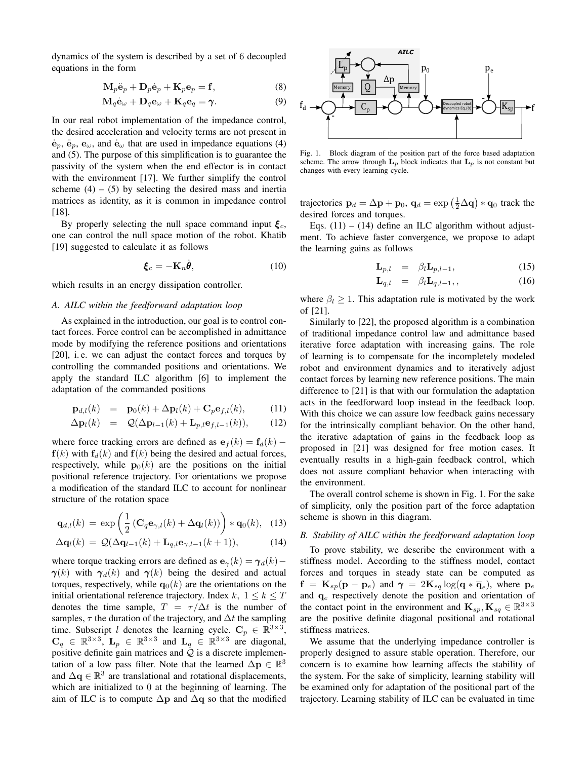dynamics of the system is described by a set of 6 decoupled equations in the form

$$\mathbf{M}_p\ddot{\mathbf{e}}_p + \mathbf{D}_p\dot{\mathbf{e}}_p + \mathbf{K}_p\mathbf{e}_p = \mathbf{f}, \tag{8}$$

$$\mathbf{M}_q\dot{\mathbf{e}}_\omega + \mathbf{D}_q\mathbf{e}_\omega + \mathbf{K}_q\mathbf{e}_q = \boldsymbol{\gamma}. \tag{9}$$

In our real robot implementation of the impedance control, the desired acceleration and velocity terms are not present in $\dot{\mathbf{e}}_p$, $\ddot{\mathbf{e}}_p$, $\mathbf{e}_\omega$, and $\dot{\mathbf{e}}_\omega$ that are used in impedance equations (4) and (5). The purpose of this simplification is to guarantee the passivity of the system when the end effector is in contact with the environment [17]. We further simplify the control scheme (4) – (5) by selecting the desired mass and inertia matrices as identity, as it is common in impedance control [18].

By properly selecting the null space command input $\boldsymbol{\xi}_c$, one can control the null space motion of the robot. Khatib [19] suggested to calculate it as follows

$$\boldsymbol{\xi}_c = -\mathbf{K}_n\dot{\boldsymbol{\theta}}, \tag{10}$$

which results in an energy dissipation controller.

### A. AILC within the feedforward adaptation loop

As explained in the introduction, our goal is to control contact forces. Force control can be accomplished in admittance mode by modifying the reference positions and orientations [20], i. e. we can adjust the contact forces and torques by controlling the commanded positions and orientations. We apply the standard ILC algorithm [6] to implement the adaptation of the commanded positions

$$\mathbf{p}_{d,l}(k) = \mathbf{p}_0(k) + \Delta\mathbf{p}_l(k) + \mathbf{C}_p\mathbf{e}_{f,l}(k), \tag{11}$$

$$\Delta\mathbf{p}_l(k) = \mathcal{Q}(\Delta\mathbf{p}_{l-1}(k) + \mathbf{L}_{p,l}\mathbf{e}_{f,l-1}(k)), \tag{12}$$

where force tracking errors are defined as $\mathbf{e}_f(k) = \mathbf{f}_d(k) - \mathbf{f}(k)$ with $\mathbf{f}_d(k)$ and $\mathbf{f}(k)$ being the desired and actual forces, respectively, while $\mathbf{p}_0(k)$ are the positions on the initial positional reference trajectory. For orientations we propose a modification of the standard ILC to account for nonlinear structure of the rotation space

$$\mathbf{q}_{d,l}(k) = \exp\left(\frac{1}{2}\left(\mathbf{C}_q\mathbf{e}_{\gamma,l}(k) + \Delta\mathbf{q}_l(k)\right)\right) * \mathbf{q}_0(k), \tag{13}$$

$$\Delta\mathbf{q}_l(k) = \mathcal{Q}(\Delta\mathbf{q}_{l-1}(k) + \mathbf{L}_{q,l}\mathbf{e}_{\gamma,l-1}(k+1)), \tag{14}$$

where torque tracking errors are defined as $\mathbf{e}_\gamma(k) = \boldsymbol{\gamma}_d(k) - \boldsymbol{\gamma}(k)$ with $\boldsymbol{\gamma}_d(k)$ and $\boldsymbol{\gamma}(k)$ being the desired and actual torques, respectively, while $\mathbf{q}_0(k)$ are the orientations on the initial orientational reference trajectory. Index $k$, $1 \le k \le T$ denotes the time sample, $T = \tau/\Delta t$ is the number of samples, $\tau$ the duration of the trajectory, and $\Delta t$ the sampling time. Subscript $l$ denotes the learning cycle. $\mathbf{C}_p \in \mathbb{R}^{3\times3}$, $\mathbf{C}_q \in \mathbb{R}^{3\times3}$, $\mathbf{L}_p \in \mathbb{R}^{3\times3}$ and $\mathbf{L}_q \in \mathbb{R}^{3\times3}$ are diagonal, positive definite gain matrices and $\mathcal{Q}$ is a discrete implementation of a low pass filter. Note that the learned $\Delta\mathbf{p} \in \mathbb{R}^3$ and $\Delta\mathbf{q} \in \mathbb{R}^3$ are translational and rotational displacements, which are initialized to 0 at the beginning of learning. The aim of ILC is to compute $\Delta\mathbf{p}$ and $\Delta\mathbf{q}$ so that the modified trajectories $\mathbf{p}_d = \Delta\mathbf{p} + \mathbf{p}_0$, $\mathbf{q}_d = \exp\left(\frac{1}{2}\Delta\mathbf{q}\right) * \mathbf{q}_0$ track the desired forces and torques.

Fig. 1. Block diagram of the position part of the force based adaptation scheme. The arrow through $\mathbf{L}_p$ block indicates that $\mathbf{L}_p$ is not constant but changes with every learning cycle.

Eqs. (11) – (14) define an ILC algorithm without adjustment. To achieve faster convergence, we propose to adapt the learning gains as follows

$$\mathbf{L}_{p,l} = \beta_l\mathbf{L}_{p,l-1}, \tag{15}$$

$$\mathbf{L}_{q,l} = \beta_l\mathbf{L}_{q,l-1},, \tag{16}$$

where $\beta_l \ge 1$. This adaptation rule is motivated by the work of [21].

Similarly to [22], the proposed algorithm is a combination of traditional impedance control law and admittance based iterative force adaptation with increasing gains. The role of learning is to compensate for the incompletely modeled robot and environment dynamics and to iteratively adjust contact forces by learning new reference positions. The main difference to [21] is that with our formulation the adaptation acts in the feedforward loop instead in the feedback loop. With this choice we can assure low feedback gains necessary for the intrinsically compliant behavior. On the other hand, the iterative adaptation of gains in the feedback loop as proposed in [21] was designed for free motion cases. It eventually results in a high-gain feedback control, which does not assure compliant behavior when interacting with the environment.

The overall control scheme is shown in Fig. 1. For the sake of simplicity, only the position part of the force adaptation scheme is shown in this diagram.

### B. Stability of AILC within the feedforward adaptation loop

To prove stability, we describe the environment with a stiffness model. According to the stiffness model, contact forces and torques in steady state can be computed as $\mathbf{f} = \mathbf{K}_{sp}(\mathbf{p} - \mathbf{p}_e)$ and $\boldsymbol{\gamma} = 2\mathbf{K}_{sq}\log(\mathbf{q} * \overline{\mathbf{q}}_e)$, where $\mathbf{p}_e$ and $\mathbf{q}_e$ respectively denote the position and orientation of the contact point in the environment and $\mathbf{K}_{sp}, \mathbf{K}_{sq} \in \mathbb{R}^{3\times3}$ are the positive definite diagonal positional and rotational stiffness matrices.

We assume that the underlying impedance controller is properly designed to assure stable operation. Therefore, our concern is to examine how learning affects the stability of the system. For the sake of simplicity, learning stability will be examined only for adaptation of the positional part of the trajectory. Learning stability of ILC can be evaluated in time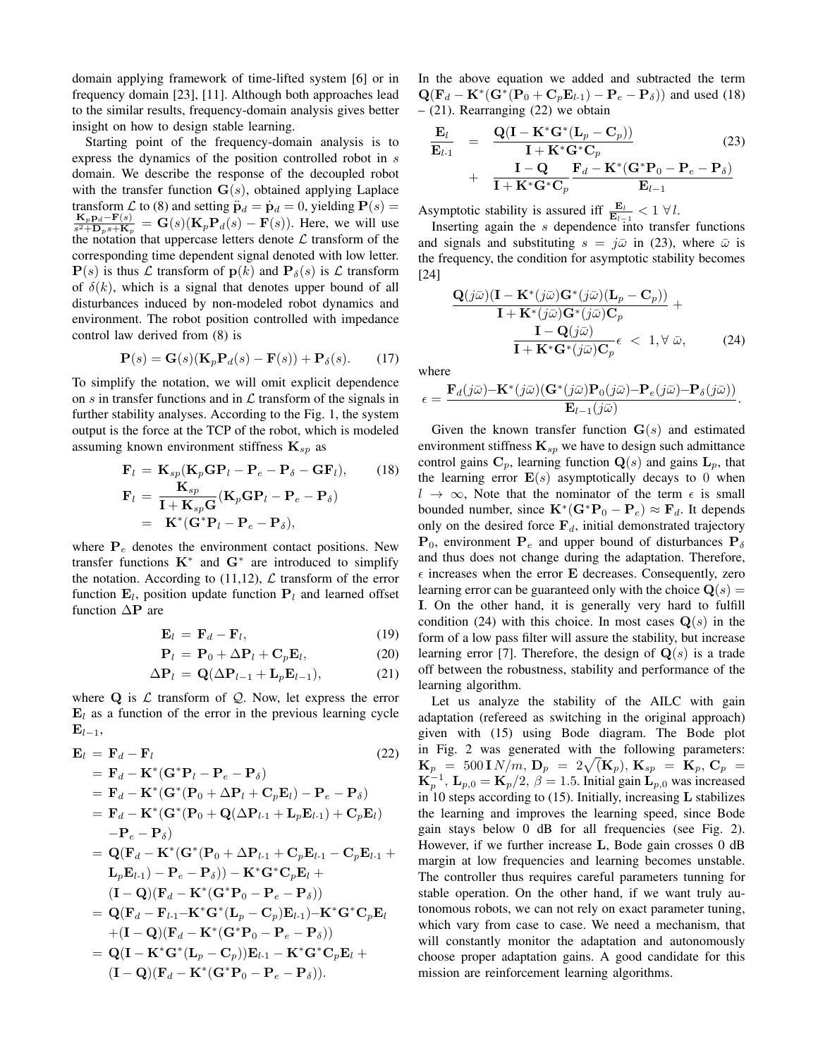domain applying framework of time-lifted system [6] or in frequency domain [23], [11]. Although both approaches lead to the similar results, frequency-domain analysis gives better insight on how to design stable learning.

Starting point of the frequency-domain analysis is to express the dynamics of the position controlled robot in $s$ domain. We describe the response of the decoupled robot with the transfer function $\mathbf{G}(s)$, obtained applying Laplace transform $\mathcal{L}$ to (8) and setting $\ddot{\mathbf{p}}_d = \dot{\mathbf{p}}_d = 0$, yielding $\mathbf{P}(s) = \frac{\mathbf{K}_p \mathbf{p}_d - \mathbf{F}(s)}{s^2 + \mathbf{D}_p s + \mathbf{K}_p} = \mathbf{G}(s)(\mathbf{K}_p \mathbf{P}_d(s) - \mathbf{F}(s))$. Here, we will use the notation that uppercase letters denote $\mathcal{L}$ transform of the corresponding time dependent signal denoted with low letter. $\mathbf{P}(s)$ is thus $\mathcal{L}$ transform of $\mathbf{p}(k)$ and $\mathbf{P}_\delta(s)$ is $\mathcal{L}$ transform of $\delta(k)$, which is a signal that denotes upper bound of all disturbances induced by non-modeled robot dynamics and environment. The robot position controlled with impedance control law derived from (8) is

$$\mathbf{P}(s) = \mathbf{G}(s)(\mathbf{K}_p \mathbf{P}_d(s) - \mathbf{F}(s)) + \mathbf{P}_\delta(s). \tag{17}$$

To simplify the notation, we will omit explicit dependence on $s$ in transfer functions and in $\mathcal{L}$ transform of the signals in further stability analyses. According to the Fig. 1, the system output is the force at the TCP of the robot, which is modeled assuming known environment stiffness $\mathbf{K}_{sp}$ as

$$\begin{aligned}
\mathbf{F}_l &= \mathbf{K}_{sp}(\mathbf{K}_p \mathbf{G} \mathbf{P}_l - \mathbf{P}_e - \mathbf{P}_\delta - \mathbf{G}\mathbf{F}_l), \qquad (18)\\
\mathbf{F}_l &= \frac{\mathbf{K}_{sp}}{\mathbf{I} + \mathbf{K}_{sp}\mathbf{G}}(\mathbf{K}_p \mathbf{G} \mathbf{P}_l - \mathbf{P}_e - \mathbf{P}_\delta)\\
&= \mathbf{K}^*(\mathbf{G}^* \mathbf{P}_l - \mathbf{P}_e - \mathbf{P}_\delta),
\end{aligned}$$

where $\mathbf{P}_e$ denotes the environment contact positions. New transfer functions $\mathbf{K}^*$ and $\mathbf{G}^*$ are introduced to simplify the notation. According to (11,12), $\mathcal{L}$ transform of the error function $\mathbf{E}_l$, position update function $\mathbf{P}_l$ and learned offset function $\Delta\mathbf{P}$ are

$$\mathbf{E}_l = \mathbf{F}_d - \mathbf{F}_l, \tag{19}$$

$$\mathbf{P}_l = \mathbf{P}_0 + \Delta\mathbf{P}_l + \mathbf{C}_p \mathbf{E}_l, \tag{20}$$

$$\Delta\mathbf{P}_l = \mathbf{Q}(\Delta\mathbf{P}_{l-1} + \mathbf{L}_p \mathbf{E}_{l-1}), \tag{21}$$

where $\mathbf{Q}$ is $\mathcal{L}$ transform of $\mathcal{Q}$. Now, let express the error $\mathbf{E}_l$ as a function of the error in the previous learning cycle $\mathbf{E}_{l-1}$,

$$\begin{aligned}
\mathbf{E}_l &= \mathbf{F}_d - \mathbf{F}_l \qquad (22)\\
&= \mathbf{F}_d - \mathbf{K}^*(\mathbf{G}^* \mathbf{P}_l - \mathbf{P}_e - \mathbf{P}_\delta)\\
&= \mathbf{F}_d - \mathbf{K}^*(\mathbf{G}^*(\mathbf{P}_0 + \Delta\mathbf{P}_l + \mathbf{C}_p \mathbf{E}_l) - \mathbf{P}_e - \mathbf{P}_\delta)\\
&= \mathbf{F}_d - \mathbf{K}^*(\mathbf{G}^*(\mathbf{P}_0 + \mathbf{Q}(\Delta\mathbf{P}_{l\text{-}1} + \mathbf{L}_p \mathbf{E}_{l\text{-}1}) + \mathbf{C}_p \mathbf{E}_l)\\
&\quad - \mathbf{P}_e - \mathbf{P}_\delta)\\
&= \mathbf{Q}(\mathbf{F}_d - \mathbf{K}^*(\mathbf{G}^*(\mathbf{P}_0 + \Delta\mathbf{P}_{l\text{-}1} + \mathbf{C}_p \mathbf{E}_{l\text{-}1} - \mathbf{C}_p \mathbf{E}_{l\text{-}1} +\\
&\quad \mathbf{L}_p \mathbf{E}_{l\text{-}1}) - \mathbf{P}_e - \mathbf{P}_\delta)) - \mathbf{K}^*\mathbf{G}^*\mathbf{C}_p \mathbf{E}_l +\\
&\quad (\mathbf{I} - \mathbf{Q})(\mathbf{F}_d - \mathbf{K}^*(\mathbf{G}^* \mathbf{P}_0 - \mathbf{P}_e - \mathbf{P}_\delta))\\
&= \mathbf{Q}(\mathbf{F}_d - \mathbf{F}_{l\text{-}1} - \mathbf{K}^*\mathbf{G}^*(\mathbf{L}_p - \mathbf{C}_p)\mathbf{E}_{l\text{-}1}) - \mathbf{K}^*\mathbf{G}^*\mathbf{C}_p \mathbf{E}_l\\
&\quad + (\mathbf{I} - \mathbf{Q})(\mathbf{F}_d - \mathbf{K}^*(\mathbf{G}^* \mathbf{P}_0 - \mathbf{P}_e - \mathbf{P}_\delta))\\
&= \mathbf{Q}(\mathbf{I} - \mathbf{K}^*\mathbf{G}^*(\mathbf{L}_p - \mathbf{C}_p))\mathbf{E}_{l\text{-}1} - \mathbf{K}^*\mathbf{G}^*\mathbf{C}_p \mathbf{E}_l +\\
&\quad (\mathbf{I} - \mathbf{Q})(\mathbf{F}_d - \mathbf{K}^*(\mathbf{G}^* \mathbf{P}_0 - \mathbf{P}_e - \mathbf{P}_\delta)).
\end{aligned}$$

In the above equation we added and subtracted the term $\mathbf{Q}(\mathbf{F}_d - \mathbf{K}^*(\mathbf{G}^*(\mathbf{P}_0 + \mathbf{C}_p \mathbf{E}_{l\text{-}1}) - \mathbf{P}_e - \mathbf{P}_\delta))$ and used (18) – (21). Rearranging (22) we obtain

$$\begin{aligned}
\frac{\mathbf{E}_l}{\mathbf{E}_{l\text{-}1}} &= \frac{\mathbf{Q}(\mathbf{I} - \mathbf{K}^*\mathbf{G}^*(\mathbf{L}_p - \mathbf{C}_p))}{\mathbf{I} + \mathbf{K}^*\mathbf{G}^*\mathbf{C}_p} \qquad (23)\\
&\quad + \frac{\mathbf{I} - \mathbf{Q}}{\mathbf{I} + \mathbf{K}^*\mathbf{G}^*\mathbf{C}_p} \frac{\mathbf{F}_d - \mathbf{K}^*(\mathbf{G}^* \mathbf{P}_0 - \mathbf{P}_e - \mathbf{P}_\delta)}{\mathbf{E}_{l-1}}
\end{aligned}$$

Asymptotic stability is assured iff $\frac{\mathbf{E}_l}{\mathbf{E}_{l-1}} < 1 \; \forall l$.

Inserting again the $s$ dependence into transfer functions and signals and substituting $s = j\bar{\omega}$ in (23), where $\bar{\omega}$ is the frequency, the condition for asymptotic stability becomes [24]

$$\begin{aligned}
&\frac{\mathbf{Q}(j\bar{\omega})(\mathbf{I} - \mathbf{K}^*(j\bar{\omega})\mathbf{G}^*(j\bar{\omega})(\mathbf{L}_p - \mathbf{C}_p))}{\mathbf{I} + \mathbf{K}^*(j\bar{\omega})\mathbf{G}^*(j\bar{\omega})\mathbf{C}_p} +\\
&\qquad \frac{\mathbf{I} - \mathbf{Q}(j\bar{\omega})}{\mathbf{I} + \mathbf{K}^*\mathbf{G}^*(j\bar{\omega})\mathbf{C}_p}\epsilon \; < \; 1, \forall \; \bar{\omega}, \qquad (24)
\end{aligned}$$

where

$$\epsilon = \frac{\mathbf{F}_d(j\bar{\omega}) - \mathbf{K}^*(j\bar{\omega})(\mathbf{G}^*(j\bar{\omega})\mathbf{P}_0(j\bar{\omega}) - \mathbf{P}_e(j\bar{\omega}) - \mathbf{P}_\delta(j\bar{\omega}))}{\mathbf{E}_{l-1}(j\bar{\omega})}.$$

Given the known transfer function $\mathbf{G}(s)$ and estimated environment stiffness $\mathbf{K}_{sp}$ we have to design such admittance control gains $\mathbf{C}_p$, learning function $\mathbf{Q}(s)$ and gains $\mathbf{L}_p$, that the learning error $\mathbf{E}(s)$ asymptotically decays to 0 when $l \to \infty$, Note that the nominator of the term $\epsilon$ is small bounded number, since $\mathbf{K}^*(\mathbf{G}^*\mathbf{P}_0 - \mathbf{P}_e) \approx \mathbf{F}_d$. It depends only on the desired force $\mathbf{F}_d$, initial demonstrated trajectory $\mathbf{P}_0$, environment $\mathbf{P}_e$ and upper bound of disturbances $\mathbf{P}_\delta$ and thus does not change during the adaptation. Therefore, $\epsilon$ increases when the error $\mathbf{E}$ decreases. Consequently, zero learning error can be guaranteed only with the choice $\mathbf{Q}(s) = \mathbf{I}$. On the other hand, it is generally very hard to fulfill condition (24) with this choice. In most cases $\mathbf{Q}(s)$ in the form of a low pass filter will assure the stability, but increase learning error [7]. Therefore, the design of $\mathbf{Q}(s)$ is a trade off between the robustness, stability and performance of the learning algorithm.

Let us analyze the stability of the AILC with gain adaptation (refereed as switching in the original approach) given with (15) using Bode diagram. The Bode plot in Fig. 2 was generated with the following parameters: $\mathbf{K}_p = 500\,\mathbf{I}\,N/m$, $\mathbf{D}_p = 2\sqrt{(\mathbf{K}_p)}$, $\mathbf{K}_{sp} = \mathbf{K}_p$, $\mathbf{C}_p = \mathbf{K}_p^{-1}$, $\mathbf{L}_{p,0} = \mathbf{K}_p/2$, $\beta = 1.5$. Initial gain $\mathbf{L}_{p,0}$ was increased in 10 steps according to (15). Initially, increasing $\mathbf{L}$ stabilizes the learning and improves the learning speed, since Bode gain stays below 0 dB for all frequencies (see Fig. 2). However, if we further increase $\mathbf{L}$, Bode gain crosses 0 dB margin at low frequencies and learning becomes unstable. The controller thus requires careful parameters tunning for stable operation. On the other hand, if we want truly autonomous robots, we can not rely on exact parameter tuning, which vary from case to case. We need a mechanism, that will constantly monitor the adaptation and autonomously choose proper adaptation gains. A good candidate for this mission are reinforcement learning algorithms.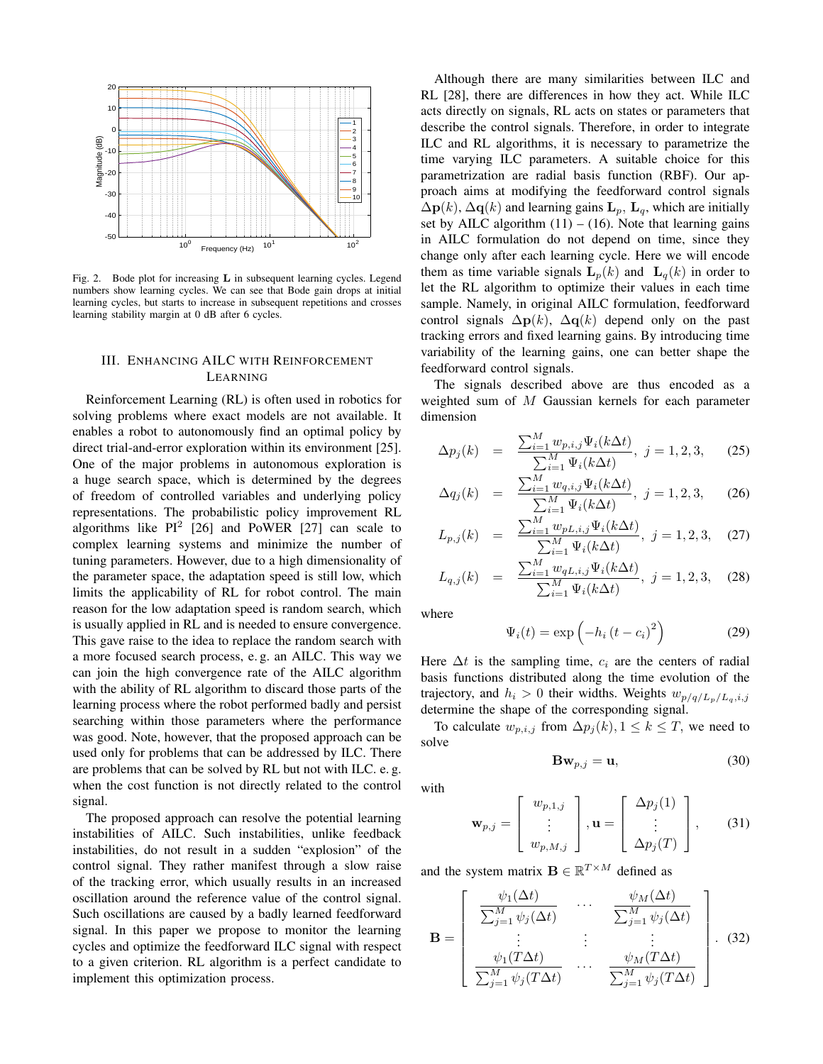20
10
0
-10
-20
-30
-40
-50
Magnitude (dB)
$10^0$
$10^1$
$10^2$
Frequency (Hz)
1
2
3
4
5
6
7
8
9
10

Fig. 2. Bode plot for increasing $\mathbf{L}$ in subsequent learning cycles. Legend numbers show learning cycles. We can see that Bode gain drops at initial learning cycles, but starts to increase in subsequent repetitions and crosses learning stability margin at 0 dB after 6 cycles.

## III. Enhancing AILC with Reinforcement Learning

Reinforcement Learning (RL) is often used in robotics for solving problems where exact models are not available. It enables a robot to autonomously find an optimal policy by direct trial-and-error exploration within its environment [25]. One of the major problems in autonomous exploration is a huge search space, which is determined by the degrees of freedom of controlled variables and underlying policy representations. The probabilistic policy improvement RL algorithms like PI$^2$ [26] and PoWER [27] can scale to complex learning systems and minimize the number of tuning parameters. However, due to a high dimensionality of the parameter space, the adaptation speed is still low, which limits the applicability of RL for robot control. The main reason for the low adaptation speed is random search, which is usually applied in RL and is needed to ensure convergence. This gave raise to the idea to replace the random search with a more focused search process, e. g. an AILC. This way we can join the high convergence rate of the AILC algorithm with the ability of RL algorithm to discard those parts of the learning process where the robot performed badly and persist searching within those parameters where the performance was good. Note, however, that the proposed approach can be used only for problems that can be addressed by ILC. There are problems that can be solved by RL but not with ILC. e. g. when the cost function is not directly related to the control signal.

The proposed approach can resolve the potential learning instabilities of AILC. Such instabilities, unlike feedback instabilities, do not result in a sudden "explosion" of the control signal. They rather manifest through a slow raise of the tracking error, which usually results in an increased oscillation around the reference value of the control signal. Such oscillations are caused by a badly learned feedforward signal. In this paper we propose to monitor the learning cycles and optimize the feedforward ILC signal with respect to a given criterion. RL algorithm is a perfect candidate to implement this optimization process.

Although there are many similarities between ILC and RL [28], there are differences in how they act. While ILC acts directly on signals, RL acts on states or parameters that describe the control signals. Therefore, in order to integrate ILC and RL algorithms, it is necessary to parametrize the time varying ILC parameters. A suitable choice for this parametrization are radial basis function (RBF). Our approach aims at modifying the feedforward control signals $\Delta\mathbf{p}(k)$, $\Delta\mathbf{q}(k)$ and learning gains $\mathbf{L}_p$, $\mathbf{L}_q$, which are initially set by AILC algorithm (11) – (16). Note that learning gains in AILC formulation do not depend on time, since they change only after each learning cycle. Here we will encode them as time variable signals $\mathbf{L}_p(k)$ and $\mathbf{L}_q(k)$ in order to let the RL algorithm to optimize their values in each time sample. Namely, in original AILC formulation, feedforward control signals $\Delta\mathbf{p}(k)$, $\Delta\mathbf{q}(k)$ depend only on the past tracking errors and fixed learning gains. By introducing time variability of the learning gains, one can better shape the feedforward control signals.

The signals described above are thus encoded as a weighted sum of $M$ Gaussian kernels for each parameter dimension

$$\Delta p_j(k) = \frac{\sum_{i=1}^{M} w_{p,i,j}\Psi_i(k\Delta t)}{\sum_{i=1}^{M}\Psi_i(k\Delta t)},\ j=1,2,3, \quad (25)$$

$$\Delta q_j(k) = \frac{\sum_{i=1}^{M} w_{q,i,j}\Psi_i(k\Delta t)}{\sum_{i=1}^{M}\Psi_i(k\Delta t)},\ j=1,2,3, \quad (26)$$

$$L_{p,j}(k) = \frac{\sum_{i=1}^{M} w_{pL,i,j}\Psi_i(k\Delta t)}{\sum_{i=1}^{M}\Psi_i(k\Delta t)},\ j=1,2,3, \quad (27)$$

$$L_{q,j}(k) = \frac{\sum_{i=1}^{M} w_{qL,i,j}\Psi_i(k\Delta t)}{\sum_{i=1}^{M}\Psi_i(k\Delta t)},\ j=1,2,3, \quad (28)$$

where

$$\Psi_i(t) = \exp\left(-h_i\left(t-c_i\right)^2\right) \quad (29)$$

Here $\Delta t$ is the sampling time, $c_i$ are the centers of radial basis functions distributed along the time evolution of the trajectory, and $h_i > 0$ their widths. Weights $w_{p/q/L_p/L_q,i,j}$ determine the shape of the corresponding signal.

To calculate $w_{p,i,j}$ from $\Delta p_j(k), 1 \le k \le T$, we need to solve

$$\mathbf{B}\mathbf{w}_{p,j} = \mathbf{u}, \quad (30)$$

with

$$\mathbf{w}_{p,j} = \begin{bmatrix} w_{p,1,j} \\ \vdots \\ w_{p,M,j} \end{bmatrix}, \mathbf{u} = \begin{bmatrix} \Delta p_j(1) \\ \vdots \\ \Delta p_j(T) \end{bmatrix}, \quad (31)$$

and the system matrix $\mathbf{B} \in \mathbb{R}^{T\times M}$ defined as

$$\mathbf{B} = \begin{bmatrix} \frac{\psi_1(\Delta t)}{\sum_{j=1}^{M}\psi_j(\Delta t)} & \cdots & \frac{\psi_M(\Delta t)}{\sum_{j=1}^{M}\psi_j(\Delta t)} \\ \vdots & \vdots & \vdots \\ \frac{\psi_1(T\Delta t)}{\sum_{j=1}^{M}\psi_j(T\Delta t)} & \cdots & \frac{\psi_M(T\Delta t)}{\sum_{j=1}^{M}\psi_j(T\Delta t)} \end{bmatrix}. \quad (32)$$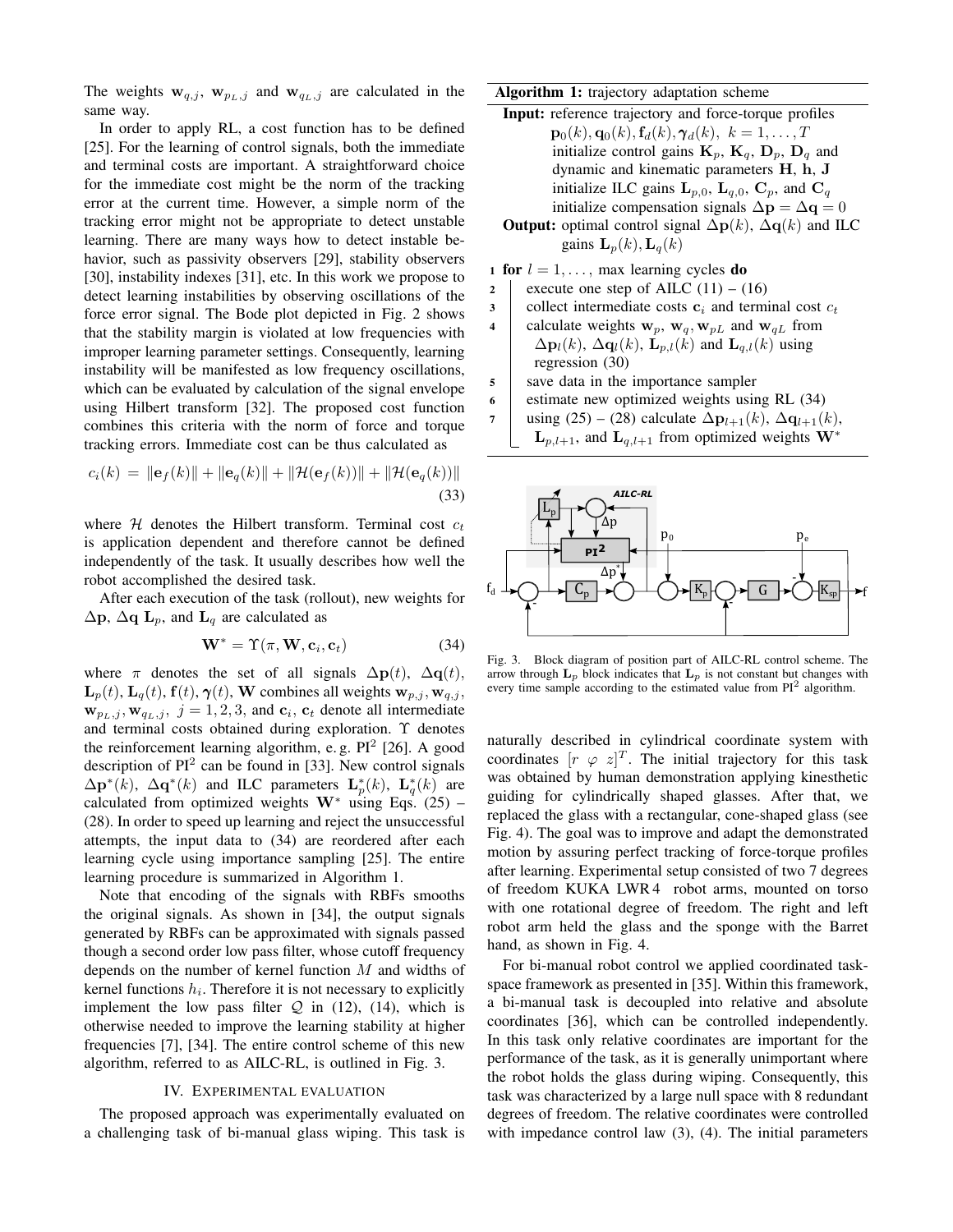The weights $\mathbf{w}_{q,j}$, $\mathbf{w}_{p_L,j}$ and $\mathbf{w}_{q_L,j}$ are calculated in the same way.

In order to apply RL, a cost function has to be defined [25]. For the learning of control signals, both the immediate and terminal costs are important. A straightforward choice for the immediate cost might be the norm of the tracking error at the current time. However, a simple norm of the tracking error might not be appropriate to detect unstable learning. There are many ways how to detect instable behavior, such as passivity observers [29], stability observers [30], instability indexes [31], etc. In this work we propose to detect learning instabilities by observing oscillations of the force error signal. The Bode plot depicted in Fig. 2 shows that the stability margin is violated at low frequencies with improper learning parameter settings. Consequently, learning instability will be manifested as low frequency oscillations, which can be evaluated by calculation of the signal envelope using Hilbert transform [32]. The proposed cost function combines this criteria with the norm of force and torque tracking errors. Immediate cost can be thus calculated as

$$c_i(k) = \|\mathbf{e}_f(k)\| + \|\mathbf{e}_q(k)\| + \|\mathcal{H}(\mathbf{e}_f(k))\| + \|\mathcal{H}(\mathbf{e}_q(k))\| \quad (33)$$

where $\mathcal{H}$ denotes the Hilbert transform. Terminal cost $c_t$ is application dependent and therefore cannot be defined independently of the task. It usually describes how well the robot accomplished the desired task.

After each execution of the task (rollout), new weights for $\Delta\mathbf{p}$, $\Delta\mathbf{q}$ $\mathbf{L}_p$, and $\mathbf{L}_q$ are calculated as

$$\mathbf{W}^* = \Upsilon(\pi, \mathbf{W}, \mathbf{c}_i, \mathbf{c}_t) \quad (34)$$

where $\pi$ denotes the set of all signals $\Delta\mathbf{p}(t)$, $\Delta\mathbf{q}(t)$, $\mathbf{L}_p(t)$, $\mathbf{L}_q(t)$, $\mathbf{f}(t)$, $\boldsymbol{\gamma}(t)$, $\mathbf{W}$ combines all weights $\mathbf{w}_{p,j}, \mathbf{w}_{q,j}, \mathbf{w}_{p_L,j}, \mathbf{w}_{q_L,j}$, $j = 1, 2, 3$, and $\mathbf{c}_i$, $\mathbf{c}_t$ denote all intermediate and terminal costs obtained during exploration. $\Upsilon$ denotes the reinforcement learning algorithm, e. g. PI$^2$ [26]. A good description of PI$^2$ can be found in [33]. New control signals $\Delta\mathbf{p}^*(k)$, $\Delta\mathbf{q}^*(k)$ and ILC parameters $\mathbf{L}_p^*(k)$, $\mathbf{L}_q^*(k)$ are calculated from optimized weights $\mathbf{W}^*$ using Eqs. (25) – (28). In order to speed up learning and reject the unsuccessful attempts, the input data to (34) are reordered after each learning cycle using importance sampling [25]. The entire learning procedure is summarized in Algorithm 1.

Note that encoding of the signals with RBFs smooths the original signals. As shown in [34], the output signals generated by RBFs can be approximated with signals passed though a second order low pass filter, whose cutoff frequency depends on the number of kernel function $M$ and widths of kernel functions $h_i$. Therefore it is not necessary to explicitly implement the low pass filter $\mathcal{Q}$ in (12), (14), which is otherwise needed to improve the learning stability at higher frequencies [7], [34]. The entire control scheme of this new algorithm, referred to as AILC-RL, is outlined in Fig. 3.

**Algorithm 1:** trajectory adaptation scheme

**Input:** reference trajectory and force-torque profiles $\mathbf{p}_0(k), \mathbf{q}_0(k), \mathbf{f}_d(k), \boldsymbol{\gamma}_d(k),\ k = 1, \ldots, T$
initialize control gains $\mathbf{K}_p$, $\mathbf{K}_q$, $\mathbf{D}_p$, $\mathbf{D}_q$ and dynamic and kinematic parameters $\mathbf{H}$, $\mathbf{h}$, $\mathbf{J}$
initialize ILC gains $\mathbf{L}_{p,0}$, $\mathbf{L}_{q,0}$, $\mathbf{C}_p$, and $\mathbf{C}_q$
initialize compensation signals $\Delta\mathbf{p} = \Delta\mathbf{q} = 0$

**Output:** optimal control signal $\Delta\mathbf{p}(k)$, $\Delta\mathbf{q}(k)$ and ILC gains $\mathbf{L}_p(k), \mathbf{L}_q(k)$

1. **for** $l = 1, \ldots,$ max learning cycles **do**
2. execute one step of AILC (11) – (16)
3. collect intermediate costs $\mathbf{c}_i$ and terminal cost $c_t$
4. calculate weights $\mathbf{w}_p$, $\mathbf{w}_q$, $\mathbf{w}_{pL}$ and $\mathbf{w}_{qL}$ from $\Delta\mathbf{p}_l(k)$, $\Delta\mathbf{q}_l(k)$, $\mathbf{L}_{p,l}(k)$ and $\mathbf{L}_{q,l}(k)$ using regression (30)
5. save data in the importance sampler
6. estimate new optimized weights using RL (34)
7. using (25) – (28) calculate $\Delta\mathbf{p}_{l+1}(k)$, $\Delta\mathbf{q}_{l+1}(k)$, $\mathbf{L}_{p,l+1}$, and $\mathbf{L}_{q,l+1}$ from optimized weights $\mathbf{W}^*$

Fig. 3. Block diagram of position part of AILC-RL control scheme. The arrow through $\mathbf{L}_p$ block indicates that $\mathbf{L}_p$ is not constant but changes with every time sample according to the estimated value from PI$^2$ algorithm.

## IV. Experimental evaluation

The proposed approach was experimentally evaluated on a challenging task of bi-manual glass wiping. This task is naturally described in cylindrical coordinate system with coordinates $[r\ \varphi\ z]^T$. The initial trajectory for this task was obtained by human demonstration applying kinesthetic guiding for cylindrically shaped glasses. After that, we replaced the glass with a rectangular, cone-shaped glass (see Fig. 4). The goal was to improve and adapt the demonstrated motion by assuring perfect tracking of force-torque profiles after learning. Experimental setup consisted of two 7 degrees of freedom KUKA LWR 4 robot arms, mounted on torso with one rotational degree of freedom. The right and left robot arm held the glass and the sponge with the Barret hand, as shown in Fig. 4.

For bi-manual robot control we applied coordinated task-space framework as presented in [35]. Within this framework, a bi-manual task is decoupled into relative and absolute coordinates [36], which can be controlled independently. In this task only relative coordinates are important for the performance of the task, as it is generally unimportant where the robot holds the glass during wiping. Consequently, this task was characterized by a large null space with 8 redundant degrees of freedom. The relative coordinates were controlled with impedance control law (3), (4). The initial parameters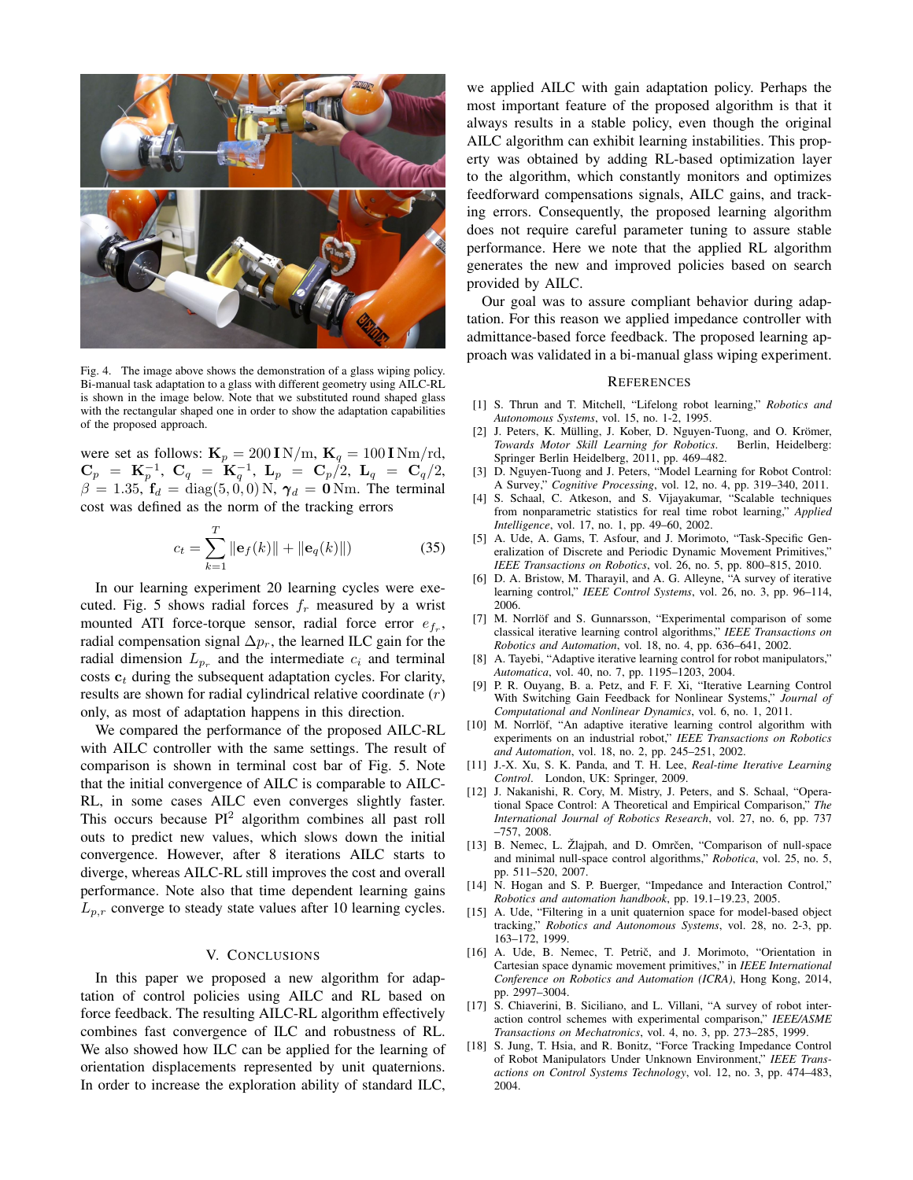Fig. 4. The image above shows the demonstration of a glass wiping policy. Bi-manual task adaptation to a glass with different geometry using AILC-RL is shown in the image below. Note that we substituted round shaped glass with the rectangular shaped one in order to show the adaptation capabilities of the proposed approach.

were set as follows: $\mathbf{K}_p = 200\,\mathbf{I}\,\mathrm{N/m}$, $\mathbf{K}_q = 100\,\mathbf{I}\,\mathrm{Nm/rd}$, $\mathbf{C}_p = \mathbf{K}_p^{-1}$, $\mathbf{C}_q = \mathbf{K}_q^{-1}$, $\mathbf{L}_p = \mathbf{C}_p/2$, $\mathbf{L}_q = \mathbf{C}_q/2$, $\beta = 1.35$, $\mathbf{f}_d = \mathrm{diag}(5, 0, 0)\,\mathrm{N}$, $\boldsymbol{\gamma}_d = \mathbf{0}\,\mathrm{Nm}$. The terminal cost was defined as the norm of the tracking errors

$$c_t = \sum_{k=1}^{T} \|\mathbf{e}_f(k)\| + \|\mathbf{e}_q(k)\|) \tag{35}$$

In our learning experiment 20 learning cycles were executed. Fig. 5 shows radial forces $f_r$ measured by a wrist mounted ATI force-torque sensor, radial force error $e_{f_r}$, radial compensation signal $\Delta p_r$, the learned ILC gain for the radial dimension $L_{p_r}$ and the intermediate $c_i$ and terminal costs $\mathbf{c}_t$ during the subsequent adaptation cycles. For clarity, results are shown for radial cylindrical relative coordinate ($r$) only, as most of adaptation happens in this direction.

We compared the performance of the proposed AILC-RL with AILC controller with the same settings. The result of comparison is shown in terminal cost bar of Fig. 5. Note that the initial convergence of AILC is comparable to AILC-RL, in some cases AILC even converges slightly faster. This occurs because PI$^2$ algorithm combines all past roll outs to predict new values, which slows down the initial convergence. However, after 8 iterations AILC starts to diverge, whereas AILC-RL still improves the cost and overall performance. Note also that time dependent learning gains $L_{p,r}$ converge to steady state values after 10 learning cycles.

## V. Conclusions

In this paper we proposed a new algorithm for adaptation of control policies using AILC and RL based on force feedback. The resulting AILC-RL algorithm effectively combines fast convergence of ILC and robustness of RL. We also showed how ILC can be applied for the learning of orientation displacements represented by unit quaternions. In order to increase the exploration ability of standard ILC, we applied AILC with gain adaptation policy. Perhaps the most important feature of the proposed algorithm is that it always results in a stable policy, even though the original AILC algorithm can exhibit learning instabilities. This property was obtained by adding RL-based optimization layer to the algorithm, which constantly monitors and optimizes feedforward compensations signals, AILC gains, and tracking errors. Consequently, the proposed learning algorithm does not require careful parameter tuning to assure stable performance. Here we note that the applied RL algorithm generates the new and improved policies based on search provided by AILC.

Our goal was to assure compliant behavior during adaptation. For this reason we applied impedance controller with admittance-based force feedback. The proposed learning approach was validated in a bi-manual glass wiping experiment.

## References

[1] S. Thrun and T. Mitchell, "Lifelong robot learning," *Robotics and Autonomous Systems*, vol. 15, no. 1-2, 1995.

[2] J. Peters, K. Mülling, J. Kober, D. Nguyen-Tuong, and O. Krömer, *Towards Motor Skill Learning for Robotics*. Berlin, Heidelberg: Springer Berlin Heidelberg, 2011, pp. 469–482.

[3] D. Nguyen-Tuong and J. Peters, "Model Learning for Robot Control: A Survey," *Cognitive Processing*, vol. 12, no. 4, pp. 319–340, 2011.

[4] S. Schaal, C. Atkeson, and S. Vijayakumar, "Scalable techniques from nonparametric statistics for real time robot learning," *Applied Intelligence*, vol. 17, no. 1, pp. 49–60, 2002.

[5] A. Ude, A. Gams, T. Asfour, and J. Morimoto, "Task-Specific Generalization of Discrete and Periodic Dynamic Movement Primitives," *IEEE Transactions on Robotics*, vol. 26, no. 5, pp. 800–815, 2010.

[6] D. A. Bristow, M. Tharayil, and A. G. Alleyne, "A survey of iterative learning control," *IEEE Control Systems*, vol. 26, no. 3, pp. 96–114, 2006.

[7] M. Norrlöf and S. Gunnarsson, "Experimental comparison of some classical iterative learning control algorithms," *IEEE Transactions on Robotics and Automation*, vol. 18, no. 4, pp. 636–641, 2002.

[8] A. Tayebi, "Adaptive iterative learning control for robot manipulators," *Automatica*, vol. 40, no. 7, pp. 1195–1203, 2004.

[9] P. R. Ouyang, B. a. Petz, and F. F. Xi, "Iterative Learning Control With Switching Gain Feedback for Nonlinear Systems," *Journal of Computational and Nonlinear Dynamics*, vol. 6, no. 1, 2011.

[10] M. Norrlöf, "An adaptive iterative learning control algorithm with experiments on an industrial robot," *IEEE Transactions on Robotics and Automation*, vol. 18, no. 2, pp. 245–251, 2002.

[11] J.-X. Xu, S. K. Panda, and T. H. Lee, *Real-time Iterative Learning Control*. London, UK: Springer, 2009.

[12] J. Nakanishi, R. Cory, M. Mistry, J. Peters, and S. Schaal, "Operational Space Control: A Theoretical and Empirical Comparison," *The International Journal of Robotics Research*, vol. 27, no. 6, pp. 737–757, 2008.

[13] B. Nemec, L. Žlajpah, and D. Omrčen, "Comparison of null-space and minimal null-space control algorithms," *Robotica*, vol. 25, no. 5, pp. 511–520, 2007.

[14] N. Hogan and S. P. Buerger, "Impedance and Interaction Control," *Robotics and automation handbook*, pp. 19.1–19.23, 2005.

[15] A. Ude, "Filtering in a unit quaternion space for model-based object tracking," *Robotics and Autonomous Systems*, vol. 28, no. 2-3, pp. 163–172, 1999.

[16] A. Ude, B. Nemec, T. Petrič, and J. Morimoto, "Orientation in Cartesian space dynamic movement primitives," in *IEEE International Conference on Robotics and Automation (ICRA)*, Hong Kong, 2014, pp. 2997–3004.

[17] S. Chiaverini, B. Siciliano, and L. Villani, "A survey of robot interaction control schemes with experimental comparison," *IEEE/ASME Transactions on Mechatronics*, vol. 4, no. 3, pp. 273–285, 1999.

[18] S. Jung, T. Hsia, and R. Bonitz, "Force Tracking Impedance Control of Robot Manipulators Under Unknown Environment," *IEEE Transactions on Control Systems Technology*, vol. 12, no. 3, pp. 474–483, 2004.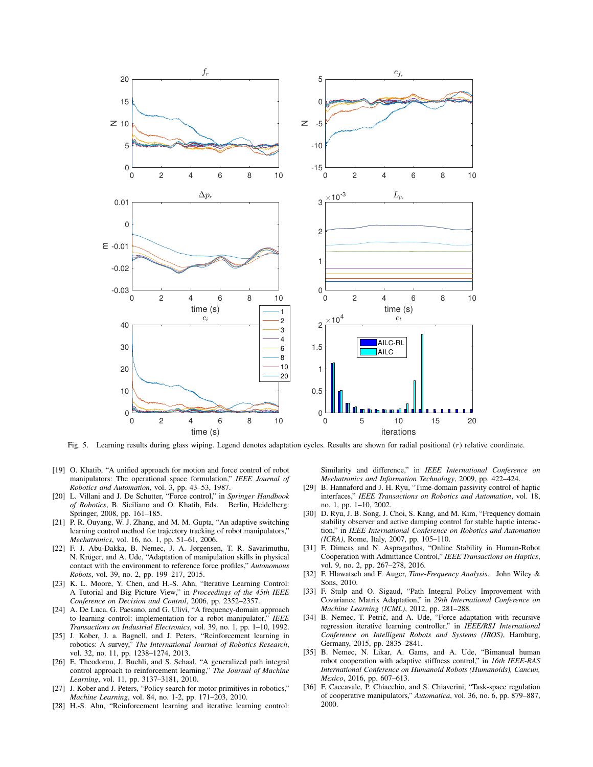$f_r$

N

20
15
10
5
0

0 2 4 6 8 10

$e_{f_r}$

N

5
0
-5
-10
-15

0 2 4 6 8 10

$\Delta p_r$

m

0.01
0
-0.01
-0.02
-0.03

0 2 4 6 8 10

time (s)

$L_{p_r}$

$\times 10^{-3}$

3
2
1
0

0 2 4 6 8 10

time (s)

1
2
3
4
6
8
10
20

$c_i$

40
30
20
10
0

0 2 4 6 8 10

time (s)

$c_t$

$\times 10^4$

2
1.5
1
0.5
0

0 5 10 15 20

iterations

AILC-RL
AILC

Fig. 5. Learning results during glass wiping. Legend denotes adaptation cycles. Results are shown for radial positional ($r$) relative coordinate.

[19] O. Khatib, "A unified approach for motion and force control of robot manipulators: The operational space formulation," *IEEE Journal of Robotics and Automation*, vol. 3, pp. 43–53, 1987.

[20] L. Villani and J. De Schutter, "Force control," in *Springer Handbook of Robotics*, B. Siciliano and O. Khatib, Eds. Berlin, Heidelberg: Springer, 2008, pp. 161–185.

[21] P. R. Ouyang, W. J. Zhang, and M. M. Gupta, "An adaptive switching learning control method for trajectory tracking of robot manipulators," *Mechatronics*, vol. 16, no. 1, pp. 51–61, 2006.

[22] F. J. Abu-Dakka, B. Nemec, J. A. Jørgensen, T. R. Savarimuthu, N. Krüger, and A. Ude, "Adaptation of manipulation skills in physical contact with the environment to reference force profiles," *Autonomous Robots*, vol. 39, no. 2, pp. 199–217, 2015.

[23] K. L. Moore, Y. Chen, and H.-S. Ahn, "Iterative Learning Control: A Tutorial and Big Picture View," in *Proceedings of the 45th IEEE Conference on Decision and Control*, 2006, pp. 2352–2357.

[24] A. De Luca, G. Paesano, and G. Ulivi, "A frequency-domain approach to learning control: implementation for a robot manipulator," *IEEE Transactions on Industrial Electronics*, vol. 39, no. 1, pp. 1–10, 1992.

[25] J. Kober, J. a. Bagnell, and J. Peters, "Reinforcement learning in robotics: A survey," *The International Journal of Robotics Research*, vol. 32, no. 11, pp. 1238–1274, 2013.

[26] E. Theodorou, J. Buchli, and S. Schaal, "A generalized path integral control approach to reinforcement learning," *The Journal of Machine Learning*, vol. 11, pp. 3137–3181, 2010.

[27] J. Kober and J. Peters, "Policy search for motor primitives in robotics," *Machine Learning*, vol. 84, no. 1-2, pp. 171–203, 2010.

[28] H.-S. Ahn, "Reinforcement learning and iterative learning control: Similarity and difference," in *IEEE International Conference on Mechatronics and Information Technology*, 2009, pp. 422–424.

[29] B. Hannaford and J. H. Ryu, "Time-domain passivity control of haptic interfaces," *IEEE Transactions on Robotics and Automation*, vol. 18, no. 1, pp. 1–10, 2002.

[30] D. Ryu, J. B. Song, J. Choi, S. Kang, and M. Kim, "Frequency domain stability observer and active damping control for stable haptic interaction," in *IEEE International Conference on Robotics and Automation (ICRA)*, Rome, Italy, 2007, pp. 105–110.

[31] F. Dimeas and N. Aspragathos, "Online Stability in Human-Robot Cooperation with Admittance Control," *IEEE Transactions on Haptics*, vol. 9, no. 2, pp. 267–278, 2016.

[32] F. Hlawatsch and F. Auger, *Time-Frequency Analysis*. John Wiley & Sons, 2010.

[33] F. Stulp and O. Sigaud, "Path Integral Policy Improvement with Covariance Matrix Adaptation," in *29th International Conference on Machine Learning (ICML)*, 2012, pp. 281–288.

[34] B. Nemec, T. Petrič, and A. Ude, "Force adaptation with recursive regression iterative learning controller," in *IEEE/RSJ International Conference on Intelligent Robots and Systems (IROS)*, Hamburg, Germany, 2015, pp. 2835–2841.

[35] B. Nemec, N. Likar, A. Gams, and A. Ude, "Bimanual human robot cooperation with adaptive stiffness control," in *16th IEEE-RAS International Conference on Humanoid Robots (Humanoids), Cancun, Mexico*, 2016, pp. 607–613.

[36] F. Caccavale, P. Chiacchio, and S. Chiaverini, "Task-space regulation of cooperative manipulators," *Automatica*, vol. 36, no. 6, pp. 879–887, 2000.